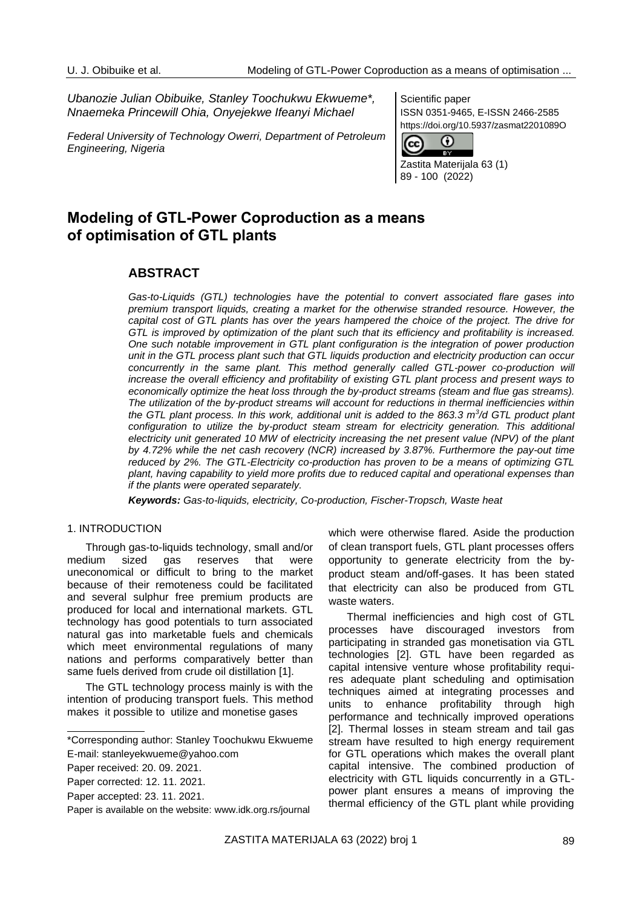*Ubanozie Julian Obibuike, Stanley Toochukwu Ekwueme\*, Nnaemeka Princewill Ohia, Onyejekwe Ifeanyi Michael*

*Federal University of Technology Owerri, Department of Petroleum Engineering, Nigeria*

Scientific paper
ISSN 0351-9465, E-ISSN 2466-2585
https://doi.org/10.5937/zasmat2201089O

# Modeling of GTL-Power Coproduction as a means of optimisation of GTL plants

## ABSTRACT

*Gas-to-Liquids (GTL) technologies have the potential to convert associated flare gases into premium transport liquids, creating a market for the otherwise stranded resource. However, the capital cost of GTL plants has over the years hampered the choice of the project. The drive for GTL is improved by optimization of the plant such that its efficiency and profitability is increased. One such notable improvement in GTL plant configuration is the integration of power production unit in the GTL process plant such that GTL liquids production and electricity production can occur concurrently in the same plant. This method generally called GTL-power co-production will increase the overall efficiency and profitability of existing GTL plant process and present ways to economically optimize the heat loss through the by-product streams (steam and flue gas streams). The utilization of the by-product streams will account for reductions in thermal inefficiencies within the GTL plant process. In this work, additional unit is added to the 863.3 $m^3$/d GTL product plant configuration to utilize the by-product steam stream for electricity generation. This additional electricity unit generated 10 MW of electricity increasing the net present value (NPV) of the plant by 4.72% while the net cash recovery (NCR) increased by 3.87%. Furthermore the pay-out time reduced by 2%. The GTL-Electricity co-production has proven to be a means of optimizing GTL plant, having capability to yield more profits due to reduced capital and operational expenses than if the plants were operated separately.*

***Keywords:** Gas-to-liquids, electricity, Co-production, Fischer-Tropsch, Waste heat*

## 1. INTRODUCTION

Through gas-to-liquids technology, small and/or medium sized gas reserves that were uneconomical or difficult to bring to the market because of their remoteness could be facilitated and several sulphur free premium products are produced for local and international markets. GTL technology has good potentials to turn associated natural gas into marketable fuels and chemicals which meet environmental regulations of many nations and performs comparatively better than same fuels derived from crude oil distillation [1].

The GTL technology process mainly is with the intention of producing transport fuels. This method makes it possible to utilize and monetise gases which were otherwise flared. Aside the production of clean transport fuels, GTL plant processes offers opportunity to generate electricity from the by-product steam and/off-gases. It has been stated that electricity can also be produced from GTL waste waters.

Thermal inefficiencies and high cost of GTL processes have discouraged investors from participating in stranded gas monetisation via GTL technologies [2]. GTL have been regarded as capital intensive venture whose profitability requires adequate plant scheduling and optimisation techniques aimed at integrating processes and units to enhance profitability through high performance and technically improved operations [2]. Thermal losses in steam stream and tail gas stream have resulted to high energy requirement for GTL operations which makes the overall plant capital intensive. The combined production of electricity with GTL liquids concurrently in a GTL-power plant ensures a means of improving the thermal efficiency of the GTL plant while providing

\*Corresponding author: Stanley Toochukwu Ekwueme
E-mail: stanleyekwueme@yahoo.com
Paper received: 20. 09. 2021.
Paper corrected: 12. 11. 2021.
Paper accepted: 23. 11. 2021.
Paper is available on the website: www.idk.org.rs/journal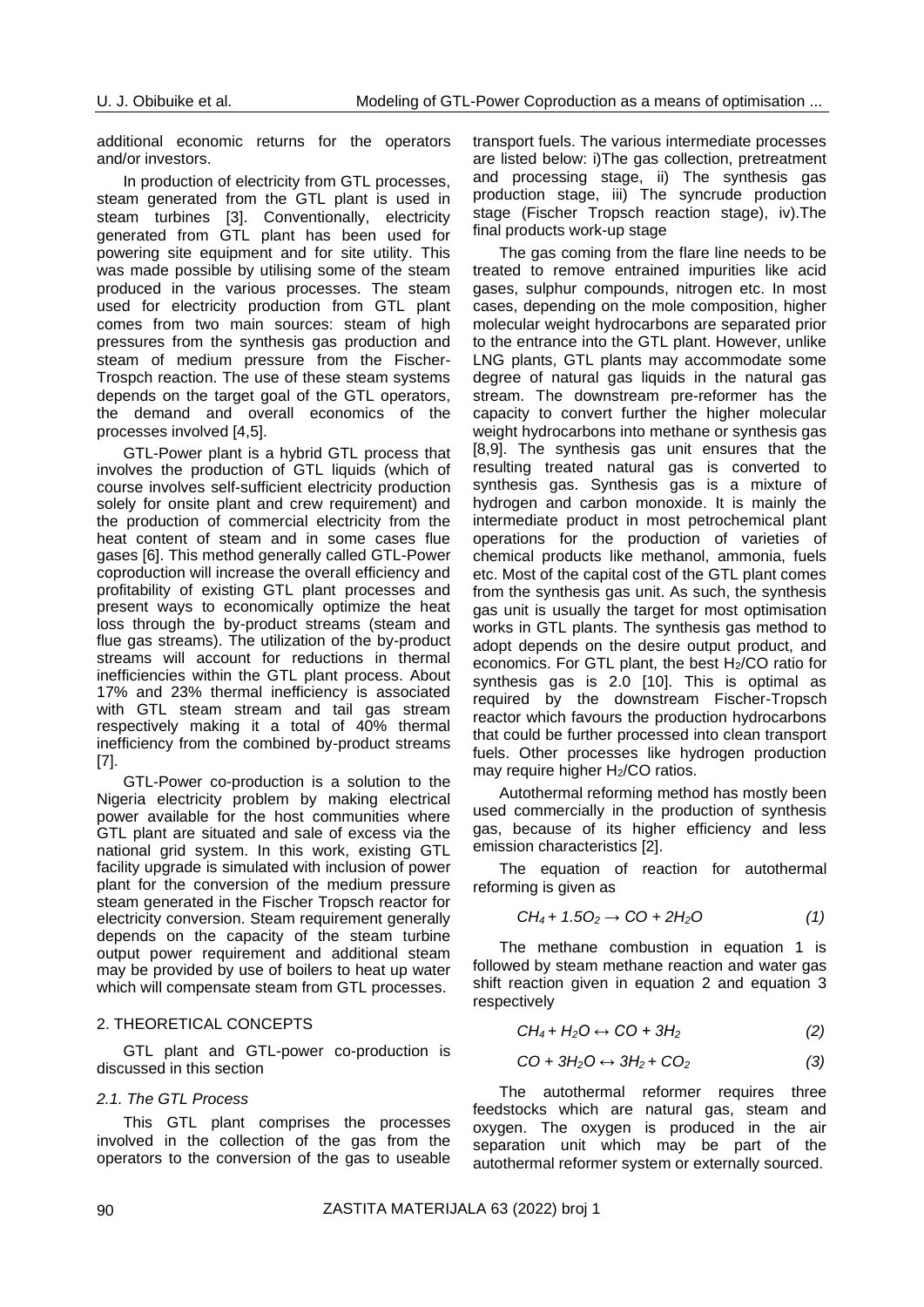additional economic returns for the operators and/or investors.

In production of electricity from GTL processes, steam generated from the GTL plant is used in steam turbines [3]. Conventionally, electricity generated from GTL plant has been used for powering site equipment and for site utility. This was made possible by utilising some of the steam produced in the various processes. The steam used for electricity production from GTL plant comes from two main sources: steam of high pressures from the synthesis gas production and steam of medium pressure from the Fischer-Trospch reaction. The use of these steam systems depends on the target goal of the GTL operators, the demand and overall economics of the processes involved [4,5].

GTL-Power plant is a hybrid GTL process that involves the production of GTL liquids (which of course involves self-sufficient electricity production solely for onsite plant and crew requirement) and the production of commercial electricity from the heat content of steam and in some cases flue gases [6]. This method generally called GTL-Power coproduction will increase the overall efficiency and profitability of existing GTL plant processes and present ways to economically optimize the heat loss through the by-product streams (steam and flue gas streams). The utilization of the by-product streams will account for reductions in thermal inefficiencies within the GTL plant process. About 17% and 23% thermal inefficiency is associated with GTL steam stream and tail gas stream respectively making it a total of 40% thermal inefficiency from the combined by-product streams [7].

GTL-Power co-production is a solution to the Nigeria electricity problem by making electrical power available for the host communities where GTL plant are situated and sale of excess via the national grid system. In this work, existing GTL facility upgrade is simulated with inclusion of power plant for the conversion of the medium pressure steam generated in the Fischer Tropsch reactor for electricity conversion. Steam requirement generally depends on the capacity of the steam turbine output power requirement and additional steam may be provided by use of boilers to heat up water which will compensate steam from GTL processes.

## 2. THEORETICAL CONCEPTS

GTL plant and GTL-power co-production is discussed in this section

### 2.1. The GTL Process

This GTL plant comprises the processes involved in the collection of the gas from the operators to the conversion of the gas to useable transport fuels. The various intermediate processes are listed below: i)The gas collection, pretreatment and processing stage, ii) The synthesis gas production stage, iii) The syncrude production stage (Fischer Tropsch reaction stage), iv).The final products work-up stage

The gas coming from the flare line needs to be treated to remove entrained impurities like acid gases, sulphur compounds, nitrogen etc. In most cases, depending on the mole composition, higher molecular weight hydrocarbons are separated prior to the entrance into the GTL plant. However, unlike LNG plants, GTL plants may accommodate some degree of natural gas liquids in the natural gas stream. The downstream pre-reformer has the capacity to convert further the higher molecular weight hydrocarbons into methane or synthesis gas [8,9]. The synthesis gas unit ensures that the resulting treated natural gas is converted to synthesis gas. Synthesis gas is a mixture of hydrogen and carbon monoxide. It is mainly the intermediate product in most petrochemical plant operations for the production of varieties of chemical products like methanol, ammonia, fuels etc. Most of the capital cost of the GTL plant comes from the synthesis gas unit. As such, the synthesis gas unit is usually the target for most optimisation works in GTL plants. The synthesis gas method to adopt depends on the desire output product, and economics. For GTL plant, the best $H_2/CO$ ratio for synthesis gas is 2.0 [10]. This is optimal as required by the downstream Fischer-Tropsch reactor which favours the production hydrocarbons that could be further processed into clean transport fuels. Other processes like hydrogen production may require higher $H_2/CO$ ratios.

Autothermal reforming method has mostly been used commercially in the production of synthesis gas, because of its higher efficiency and less emission characteristics [2].

The equation of reaction for autothermal reforming is given as

$$CH_4 + 1.5O_2 \rightarrow CO + 2H_2O \tag{1}$$

The methane combustion in equation 1 is followed by steam methane reaction and water gas shift reaction given in equation 2 and equation 3 respectively

$$CH_4 + H_2O \leftrightarrow CO + 3H_2 \tag{2}$$

$$CO + 3H_2O \leftrightarrow 3H_2 + CO_2 \tag{3}$$

The autothermal reformer requires three feedstocks which are natural gas, steam and oxygen. The oxygen is produced in the air separation unit which may be part of the autothermal reformer system or externally sourced.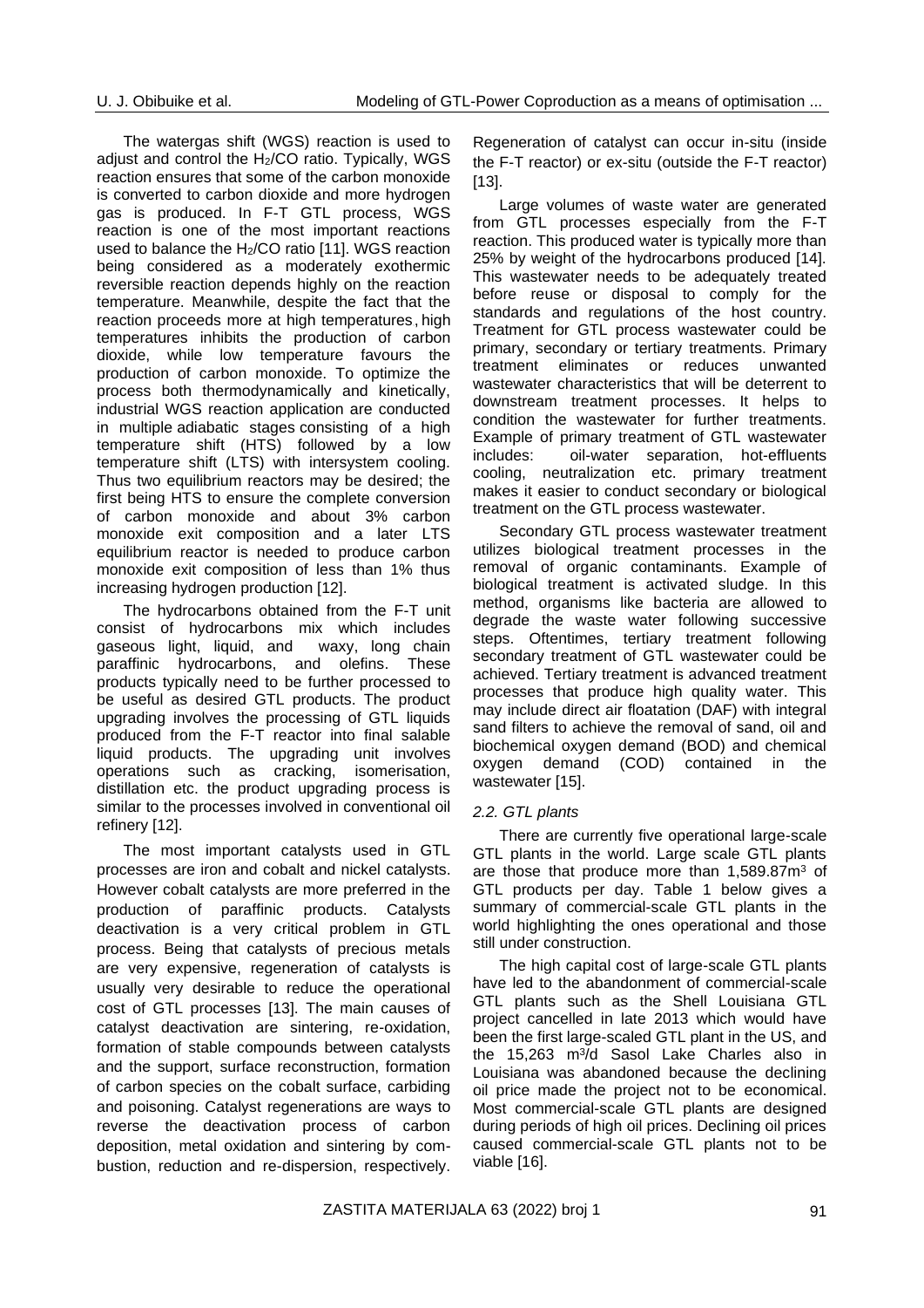The watergas shift (WGS) reaction is used to adjust and control the $H_2$/CO ratio. Typically, WGS reaction ensures that some of the carbon monoxide is converted to carbon dioxide and more hydrogen gas is produced. In F-T GTL process, WGS reaction is one of the most important reactions used to balance the $H_2$/CO ratio [11]. WGS reaction being considered as a moderately exothermic reversible reaction depends highly on the reaction temperature. Meanwhile, despite the fact that the reaction proceeds more at high temperatures, high temperatures inhibits the production of carbon dioxide, while low temperature favours the production of carbon monoxide. To optimize the process both thermodynamically and kinetically, industrial WGS reaction application are conducted in multiple adiabatic stages consisting of a high temperature shift (HTS) followed by a low temperature shift (LTS) with intersystem cooling. Thus two equilibrium reactors may be desired; the first being HTS to ensure the complete conversion of carbon monoxide and about 3% carbon monoxide exit composition and a later LTS equilibrium reactor is needed to produce carbon monoxide exit composition of less than 1% thus increasing hydrogen production [12].

The hydrocarbons obtained from the F-T unit consist of hydrocarbons mix which includes gaseous light, liquid, and waxy, long chain paraffinic hydrocarbons, and olefins. These products typically need to be further processed to be useful as desired GTL products. The product upgrading involves the processing of GTL liquids produced from the F-T reactor into final salable liquid products. The upgrading unit involves operations such as cracking, isomerisation, distillation etc. the product upgrading process is similar to the processes involved in conventional oil refinery [12].

The most important catalysts used in GTL processes are iron and cobalt and nickel catalysts. However cobalt catalysts are more preferred in the production of paraffinic products. Catalysts deactivation is a very critical problem in GTL process. Being that catalysts of precious metals are very expensive, regeneration of catalysts is usually very desirable to reduce the operational cost of GTL processes [13]. The main causes of catalyst deactivation are sintering, re-oxidation, formation of stable compounds between catalysts and the support, surface reconstruction, formation of carbon species on the cobalt surface, carbiding and poisoning. Catalyst regenerations are ways to reverse the deactivation process of carbon deposition, metal oxidation and sintering by combustion, reduction and re-dispersion, respectively. Regeneration of catalyst can occur in-situ (inside the F-T reactor) or ex-situ (outside the F-T reactor) [13].

Large volumes of waste water are generated from GTL processes especially from the F-T reaction. This produced water is typically more than 25% by weight of the hydrocarbons produced [14]. This wastewater needs to be adequately treated before reuse or disposal to comply for the standards and regulations of the host country. Treatment for GTL process wastewater could be primary, secondary or tertiary treatments. Primary treatment eliminates or reduces unwanted wastewater characteristics that will be deterrent to downstream treatment processes. It helps to condition the wastewater for further treatments. Example of primary treatment of GTL wastewater includes: oil-water separation, hot-effluents cooling, neutralization etc. primary treatment makes it easier to conduct secondary or biological treatment on the GTL process wastewater.

Secondary GTL process wastewater treatment utilizes biological treatment processes in the removal of organic contaminants. Example of biological treatment is activated sludge. In this method, organisms like bacteria are allowed to degrade the waste water following successive steps. Oftentimes, tertiary treatment following secondary treatment of GTL wastewater could be achieved. Tertiary treatment is advanced treatment processes that produce high quality water. This may include direct air floatation (DAF) with integral sand filters to achieve the removal of sand, oil and biochemical oxygen demand (BOD) and chemical oxygen demand (COD) contained in the wastewater [15].

### *2.2. GTL plants*

There are currently five operational large-scale GTL plants in the world. Large scale GTL plants are those that produce more than 1,589.87$m^3$ of GTL products per day. Table 1 below gives a summary of commercial-scale GTL plants in the world highlighting the ones operational and those still under construction.

The high capital cost of large-scale GTL plants have led to the abandonment of commercial-scale GTL plants such as the Shell Louisiana GTL project cancelled in late 2013 which would have been the first large-scaled GTL plant in the US, and the 15,263 $m^3$/d Sasol Lake Charles also in Louisiana was abandoned because the declining oil price made the project not to be economical. Most commercial-scale GTL plants are designed during periods of high oil prices. Declining oil prices caused commercial-scale GTL plants not to be viable [16].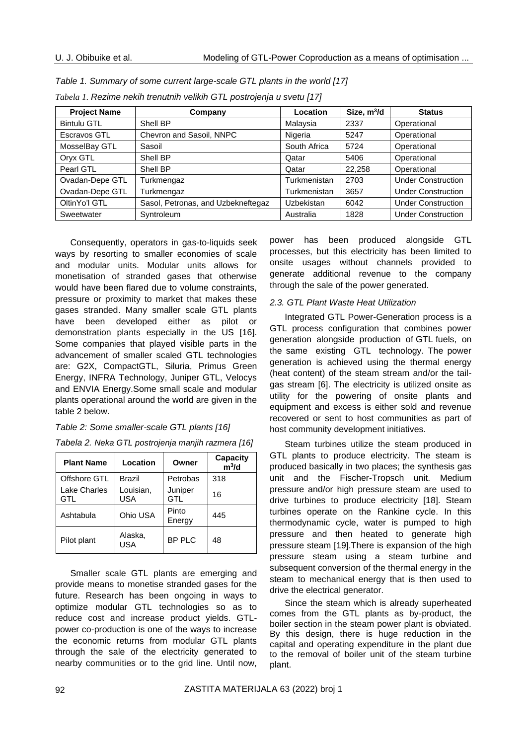*Table 1. Summary of some current large-scale GTL plants in the world [17]*

*Tabela 1. Rezime nekih trenutnih velikih GTL postrojenja u svetu [17]*

| Project Name | Company | Location | Size, $m^3/d$ | Status |
|---|---|---|---|---|
| Bintulu GTL | Shell BP | Malaysia | 2337 | Operational |
| Escravos GTL | Chevron and Sasoil, NNPC | Nigeria | 5247 | Operational |
| MosselBay GTL | Sasoil | South Africa | 5724 | Operational |
| Oryx GTL | Shell BP | Qatar | 5406 | Operational |
| Pearl GTL | Shell BP | Qatar | 22,258 | Operational |
| Ovadan-Depe GTL | Turkmengaz | Turkmenistan | 2703 | Under Construction |
| Ovadan-Depe GTL | Turkmengaz | Turkmenistan | 3657 | Under Construction |
| OltinYo'l GTL | Sasol, Petronas, and Uzbekneftegaz | Uzbekistan | 6042 | Under Construction |
| Sweetwater | Syntroleum | Australia | 1828 | Under Construction |

Consequently, operators in gas-to-liquids seek ways by resorting to smaller economies of scale and modular units. Modular units allows for monetisation of stranded gases that otherwise would have been flared due to volume constraints, pressure or proximity to market that makes these gases stranded. Many smaller scale GTL plants have been developed either as pilot or demonstration plants especially in the US [16]. Some companies that played visible parts in the advancement of smaller scaled GTL technologies are: G2X, CompactGTL, Siluria, Primus Green Energy, INFRA Technology, Juniper GTL, Velocys and ENVIA Energy.Some small scale and modular plants operational around the world are given in the table 2 below.

*Table 2: Some smaller-scale GTL plants [16]*

*Tabela 2. Neka GTL postrojenja manjih razmera [16]*

| Plant Name | Location | Owner | Capacity $m^3/d$ |
|---|---|---|---|
| Offshore GTL | Brazil | Petrobas | 318 |
| Lake Charles GTL | Louisian, USA | Juniper GTL | 16 |
| Ashtabula | Ohio USA | Pinto Energy | 445 |
| Pilot plant | Alaska, USA | BP PLC | 48 |

Smaller scale GTL plants are emerging and provide means to monetise stranded gases for the future. Research has been ongoing in ways to optimize modular GTL technologies so as to reduce cost and increase product yields. GTL-power co-production is one of the ways to increase the economic returns from modular GTL plants through the sale of the electricity generated to nearby communities or to the grid line. Until now, power has been produced alongside GTL processes, but this electricity has been limited to onsite usages without channels provided to generate additional revenue to the company through the sale of the power generated.

### *2.3. GTL Plant Waste Heat Utilization*

Integrated GTL Power-Generation process is a GTL process configuration that combines power generation alongside production of GTL fuels, on the same existing GTL technology. The power generation is achieved using the thermal energy (heat content) of the steam stream and/or the tail-gas stream [6]. The electricity is utilized onsite as utility for the powering of onsite plants and equipment and excess is either sold and revenue recovered or sent to host communities as part of host community development initiatives.

Steam turbines utilize the steam produced in GTL plants to produce electricity. The steam is produced basically in two places; the synthesis gas unit and the Fischer-Tropsch unit. Medium pressure and/or high pressure steam are used to drive turbines to produce electricity [18]. Steam turbines operate on the Rankine cycle. In this thermodynamic cycle, water is pumped to high pressure and then heated to generate high pressure steam [19].There is expansion of the high pressure steam using a steam turbine and subsequent conversion of the thermal energy in the steam to mechanical energy that is then used to drive the electrical generator.

Since the steam which is already superheated comes from the GTL plants as by-product, the boiler section in the steam power plant is obviated. By this design, there is huge reduction in the capital and operating expenditure in the plant due to the removal of boiler unit of the steam turbine plant.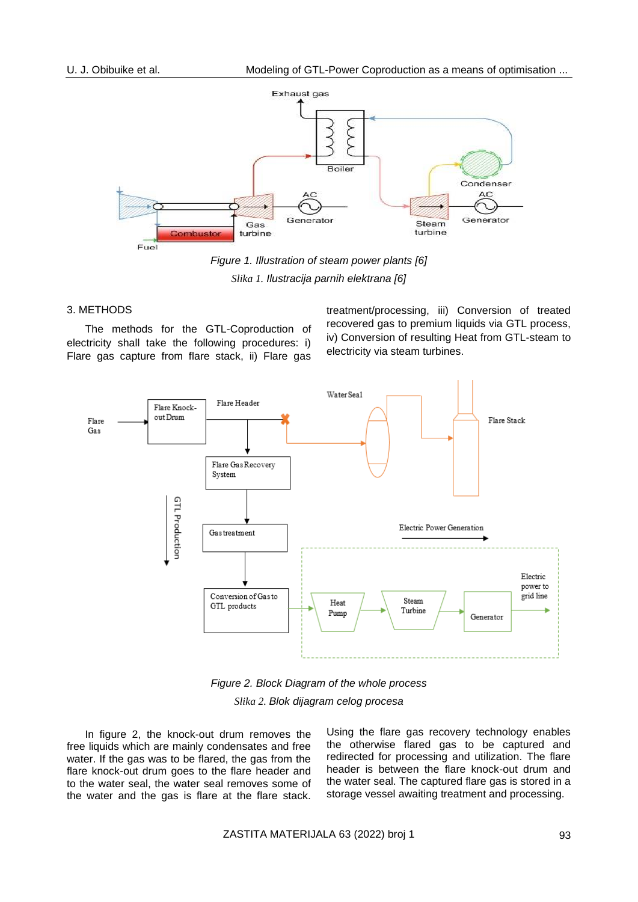*Figure 1. Illustration of steam power plants [6]*

*Slika 1. Ilustracija parnih elektrana [6]*

## 3. METHODS

The methods for the GTL-Coproduction of electricity shall take the following procedures: i) Flare gas capture from flare stack, ii) Flare gas treatment/processing, iii) Conversion of treated recovered gas to premium liquids via GTL process, iv) Conversion of resulting Heat from GTL-steam to electricity via steam turbines.

*Figure 2. Block Diagram of the whole process*

*Slika 2. Blok dijagram celog procesa*

In figure 2, the knock-out drum removes the free liquids which are mainly condensates and free water. If the gas was to be flared, the gas from the flare knock-out drum goes to the flare header and to the water seal, the water seal removes some of the water and the gas is flare at the flare stack. Using the flare gas recovery technology enables the otherwise flared gas to be captured and redirected for processing and utilization. The flare header is between the flare knock-out drum and the water seal. The captured flare gas is stored in a storage vessel awaiting treatment and processing.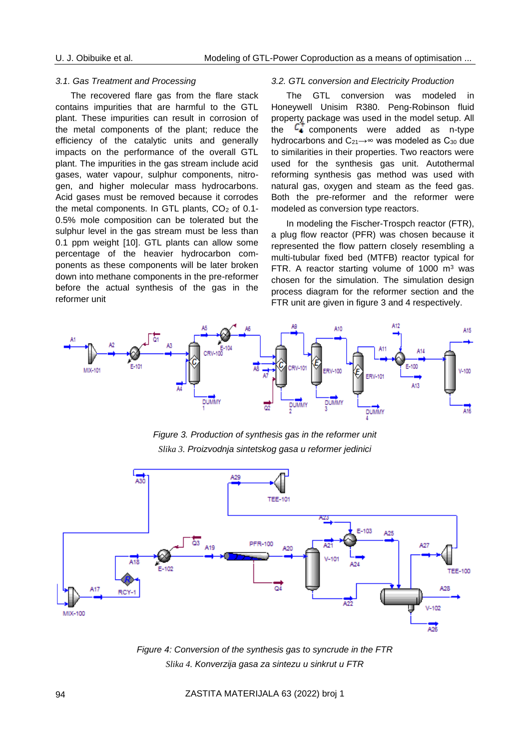### 3.1. Gas Treatment and Processing

The recovered flare gas from the flare stack contains impurities that are harmful to the GTL plant. These impurities can result in corrosion of the metal components of the plant; reduce the efficiency of the catalytic units and generally impacts on the performance of the overall GTL plant. The impurities in the gas stream include acid gases, water vapour, sulphur components, nitrogen, and higher molecular mass hydrocarbons. Acid gases must be removed because it corrodes the metal components. In GTL plants, $CO_2$ of 0.1-0.5% mole composition can be tolerated but the sulphur level in the gas stream must be less than 0.1 ppm weight [10]. GTL plants can allow some percentage of the heavier hydrocarbon components as these components will be later broken down into methane components in the pre-reformer before the actual synthesis of the gas in the reformer unit

### 3.2. GTL conversion and Electricity Production

The GTL conversion was modeled in Honeywell Unisim R380. Peng-Robinson fluid property package was used in the model setup. All the $C_n^+$ components were added as n-type hydrocarbons and $C_{21\rightarrow\infty}$ was modeled as $C_{30}$ due to similarities in their properties. Two reactors were used for the synthesis gas unit. Autothermal reforming synthesis gas method was used with natural gas, oxygen and steam as the feed gas. Both the pre-reformer and the reformer were modeled as conversion type reactors.

In modeling the Fischer-Trospch reactor (FTR), a plug flow reactor (PFR) was chosen because it represented the flow pattern closely resembling a multi-tubular fixed bed (MTFB) reactor typical for FTR. A reactor starting volume of 1000 $m^3$ was chosen for the simulation. The simulation design process diagram for the reformer section and the FTR unit are given in figure 3 and 4 respectively.

*Figure 3. Production of synthesis gas in the reformer unit*

*Slika 3. Proizvodnja sintetskog gasa u reformer jedinici*

*Figure 4: Conversion of the synthesis gas to syncrude in the FTR*

*Slika 4. Konverzija gasa za sintezu u sinkrut u FTR*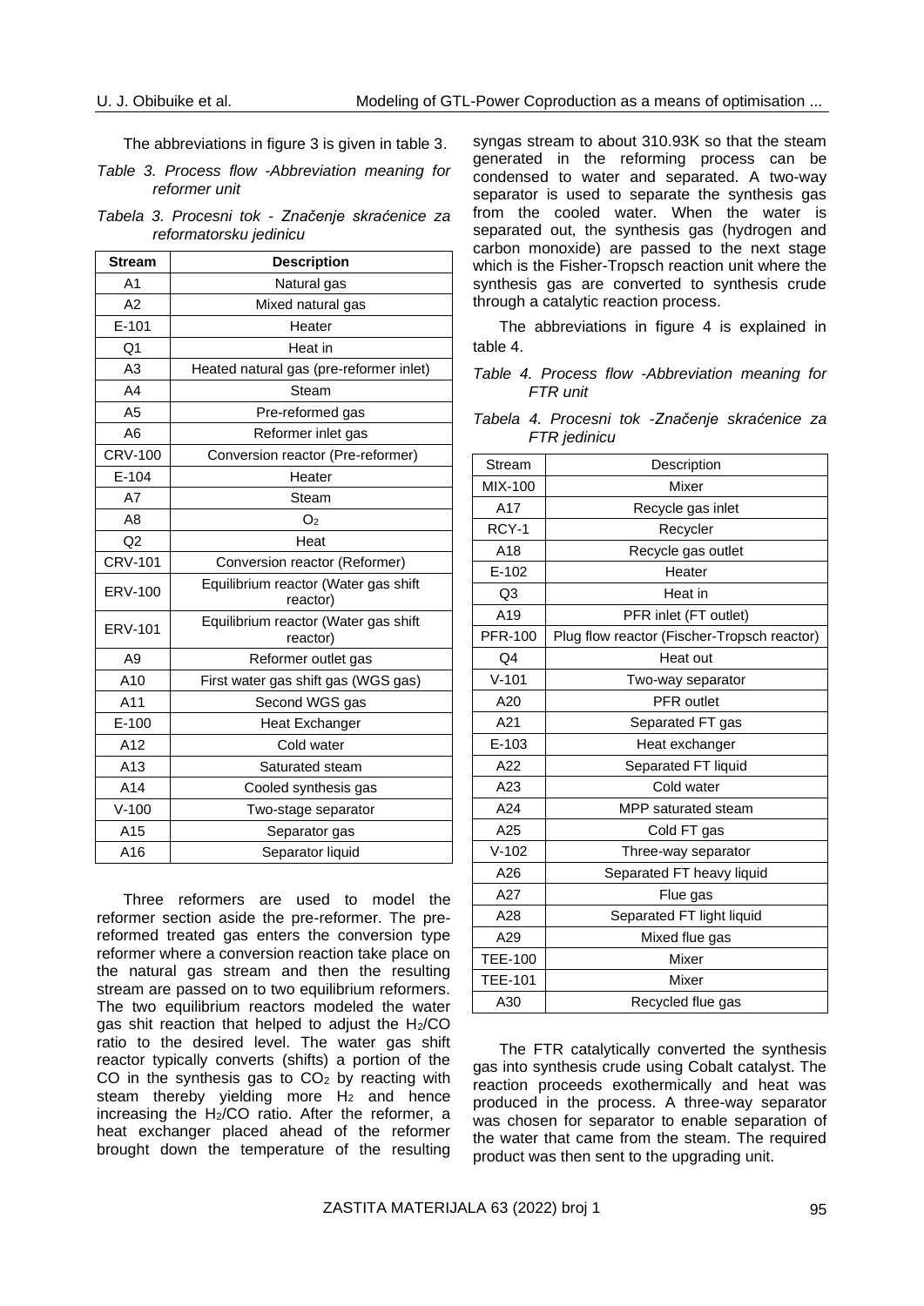The abbreviations in figure 3 is given in table 3.

*Table 3. Process flow -Abbreviation meaning for reformer unit*

*Tabela 3. Procesni tok - Značenje skraćenice za reformatorsku jedinicu*

| **Stream** | **Description** |
|---|---|
| A1 | Natural gas |
| A2 | Mixed natural gas |
| E-101 | Heater |
| Q1 | Heat in |
| A3 | Heated natural gas (pre-reformer inlet) |
| A4 | Steam |
| A5 | Pre-reformed gas |
| A6 | Reformer inlet gas |
| CRV-100 | Conversion reactor (Pre-reformer) |
| E-104 | Heater |
| A7 | Steam |
| A8 | $O_2$ |
| Q2 | Heat |
| CRV-101 | Conversion reactor (Reformer) |
| ERV-100 | Equilibrium reactor (Water gas shift reactor) |
| ERV-101 | Equilibrium reactor (Water gas shift reactor) |
| A9 | Reformer outlet gas |
| A10 | First water gas shift gas (WGS gas) |
| A11 | Second WGS gas |
| E-100 | Heat Exchanger |
| A12 | Cold water |
| A13 | Saturated steam |
| A14 | Cooled synthesis gas |
| V-100 | Two-stage separator |
| A15 | Separator gas |
| A16 | Separator liquid |

Three reformers are used to model the reformer section aside the pre-reformer. The pre-reformed treated gas enters the conversion type reformer where a conversion reaction take place on the natural gas stream and then the resulting stream are passed on to two equilibrium reformers. The two equilibrium reactors modeled the water gas shit reaction that helped to adjust the $H_2$/CO ratio to the desired level. The water gas shift reactor typically converts (shifts) a portion of the CO in the synthesis gas to $CO_2$ by reacting with steam thereby yielding more $H_2$ and hence increasing the $H_2$/CO ratio. After the reformer, a heat exchanger placed ahead of the reformer brought down the temperature of the resulting syngas stream to about 310.93K so that the steam generated in the reforming process can be condensed to water and separated. A two-way separator is used to separate the synthesis gas from the cooled water. When the water is separated out, the synthesis gas (hydrogen and carbon monoxide) are passed to the next stage which is the Fisher-Tropsch reaction unit where the synthesis gas are converted to synthesis crude through a catalytic reaction process.

The abbreviations in figure 4 is explained in table 4.

*Table 4. Process flow -Abbreviation meaning for FTR unit*

*Tabela 4. Procesni tok -Značenje skraćenice za FTR jedinicu*

| Stream | Description |
|---|---|
| MIX-100 | Mixer |
| A17 | Recycle gas inlet |
| RCY-1 | Recycler |
| A18 | Recycle gas outlet |
| E-102 | Heater |
| Q3 | Heat in |
| A19 | PFR inlet (FT outlet) |
| PFR-100 | Plug flow reactor (Fischer-Tropsch reactor) |
| Q4 | Heat out |
| V-101 | Two-way separator |
| A20 | PFR outlet |
| A21 | Separated FT gas |
| E-103 | Heat exchanger |
| A22 | Separated FT liquid |
| A23 | Cold water |
| A24 | MPP saturated steam |
| A25 | Cold FT gas |
| V-102 | Three-way separator |
| A26 | Separated FT heavy liquid |
| A27 | Flue gas |
| A28 | Separated FT light liquid |
| A29 | Mixed flue gas |
| TEE-100 | Mixer |
| TEE-101 | Mixer |
| A30 | Recycled flue gas |

The FTR catalytically converted the synthesis gas into synthesis crude using Cobalt catalyst. The reaction proceeds exothermically and heat was produced in the process. A three-way separator was chosen for separator to enable separation of the water that came from the steam. The required product was then sent to the upgrading unit.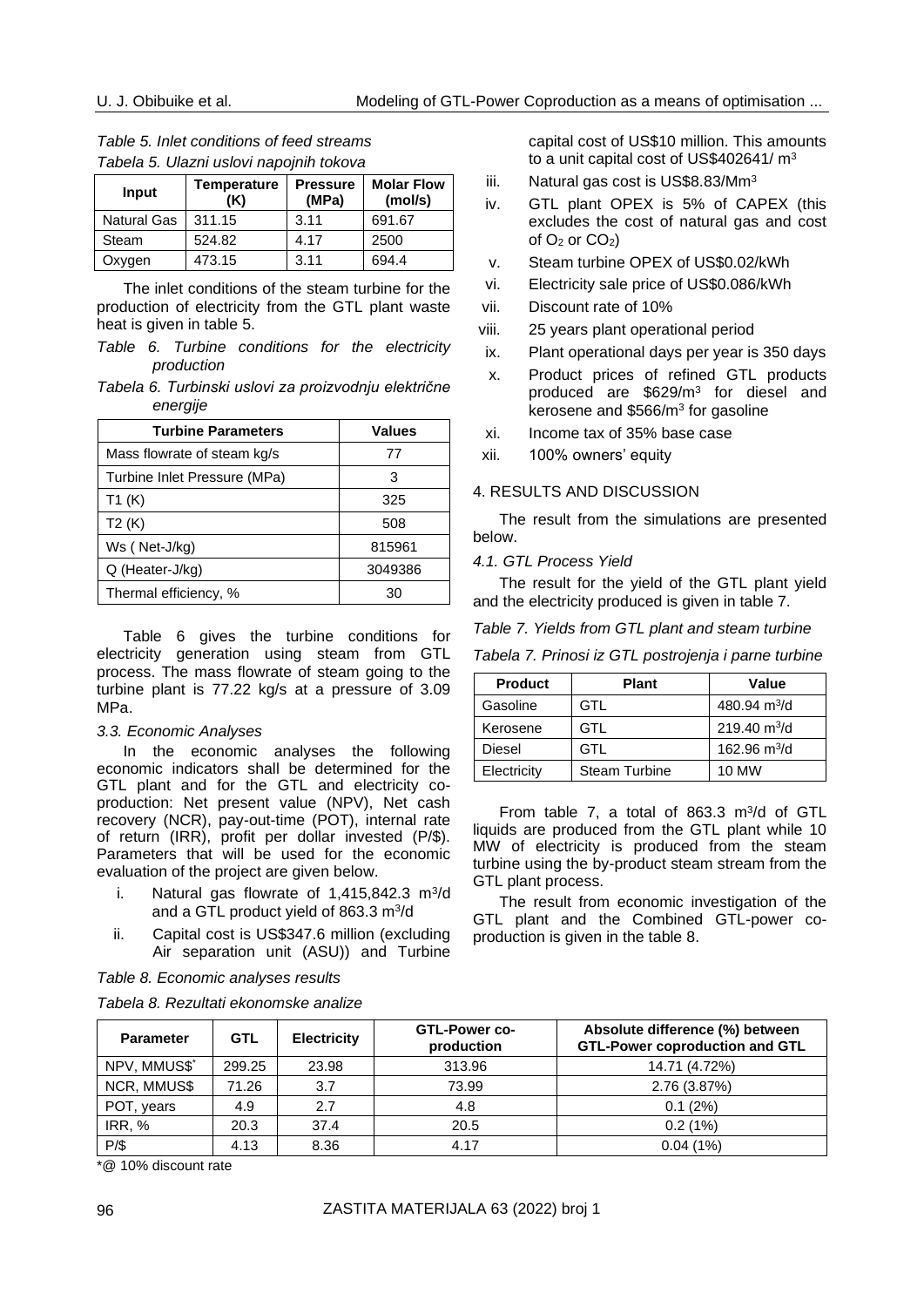*Table 5. Inlet conditions of feed streams*

*Tabela 5. Ulazni uslovi napojnih tokova*

| Input | Temperature (K) | Pressure (MPa) | Molar Flow (mol/s) |
|---|---|---|---|
| Natural Gas | 311.15 | 3.11 | 691.67 |
| Steam | 524.82 | 4.17 | 2500 |
| Oxygen | 473.15 | 3.11 | 694.4 |

The inlet conditions of the steam turbine for the production of electricity from the GTL plant waste heat is given in table 5.

*Table 6. Turbine conditions for the electricity production*

*Tabela 6. Turbinski uslovi za proizvodnju električne energije*

| Turbine Parameters | Values |
|---|---|
| Mass flowrate of steam kg/s | 77 |
| Turbine Inlet Pressure (MPa) | 3 |
| T1 (K) | 325 |
| T2 (K) | 508 |
| Ws ( Net-J/kg) | 815961 |
| Q (Heater-J/kg) | 3049386 |
| Thermal efficiency, % | 30 |

Table 6 gives the turbine conditions for electricity generation using steam from GTL process. The mass flowrate of steam going to the turbine plant is 77.22 kg/s at a pressure of 3.09 MPa.

### *3.3. Economic Analyses*

In the economic analyses the following economic indicators shall be determined for the GTL plant and for the GTL and electricity co-production: Net present value (NPV), Net cash recovery (NCR), pay-out-time (POT), internal rate of return (IRR), profit per dollar invested (P/$). Parameters that will be used for the economic evaluation of the project are given below.

i. Natural gas flowrate of 1,415,842.3 $m^3$/d and a GTL product yield of 863.3 $m^3$/d
ii. Capital cost is US$347.6 million (excluding Air separation unit (ASU)) and Turbine capital cost of US$10 million. This amounts to a unit capital cost of US$402641/ $m^3$
iii. Natural gas cost is US$8.83/$Mm^3$
iv. GTL plant OPEX is 5% of CAPEX (this excludes the cost of natural gas and cost of $O_2$ or $CO_2$)
v. Steam turbine OPEX of US$0.02/kWh
vi. Electricity sale price of US$0.086/kWh
vii. Discount rate of 10%
viii. 25 years plant operational period
ix. Plant operational days per year is 350 days
x. Product prices of refined GTL products produced are $629/$m^3$ for diesel and kerosene and $566/$m^3$ for gasoline
xi. Income tax of 35% base case
xii. 100% owners' equity

## 4. RESULTS AND DISCUSSION

The result from the simulations are presented below.

### *4.1. GTL Process Yield*

The result for the yield of the GTL plant yield and the electricity produced is given in table 7.

*Table 7. Yields from GTL plant and steam turbine*

*Tabela 7. Prinosi iz GTL postrojenja i parne turbine*

| Product | Plant | Value |
|---|---|---|
| Gasoline | GTL | 480.94 $m^3$/d |
| Kerosene | GTL | 219.40 $m^3$/d |
| Diesel | GTL | 162.96 $m^3$/d |
| Electricity | Steam Turbine | 10 MW |

From table 7, a total of 863.3 $m^3$/d of GTL liquids are produced from the GTL plant while 10 MW of electricity is produced from the steam turbine using the by-product steam stream from the GTL plant process.

The result from economic investigation of the GTL plant and the Combined GTL-power co-production is given in the table 8.

*Table 8. Economic analyses results*

*Tabela 8. Rezultati ekonomske analize*

| Parameter | GTL | Electricity | GTL-Power co-production | Absolute difference (%) between GTL-Power coproduction and GTL |
|---|---|---|---|---|
| NPV, MMUS$* | 299.25 | 23.98 | 313.96 | 14.71 (4.72%) |
| NCR, MMUS$ | 71.26 | 3.7 | 73.99 | 2.76 (3.87%) |
| POT, years | 4.9 | 2.7 | 4.8 | 0.1 (2%) |
| IRR, % | 20.3 | 37.4 | 20.5 | 0.2 (1%) |
| P/$ | 4.13 | 8.36 | 4.17 | 0.04 (1%) |

*@ 10% discount rate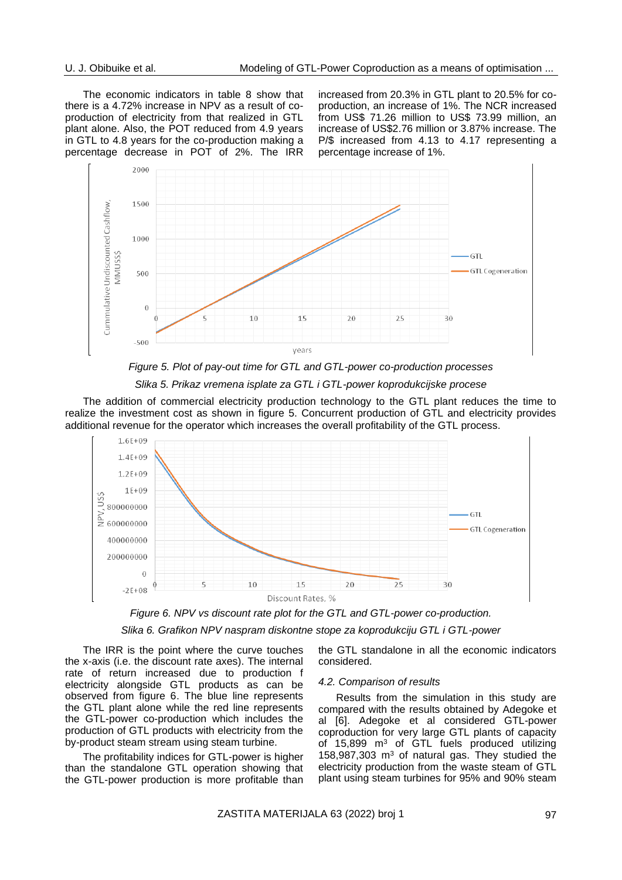The economic indicators in table 8 show that there is a 4.72% increase in NPV as a result of co-production of electricity from that realized in GTL plant alone. Also, the POT reduced from 4.9 years in GTL to 4.8 years for the co-production making a percentage decrease in POT of 2%. The IRR increased from 20.3% in GTL plant to 20.5% for co-production, an increase of 1%. The NCR increased from US$ 71.26 million to US$ 73.99 million, an increase of US$2.76 million or 3.87% increase. The P/$ increased from 4.13 to 4.17 representing a percentage increase of 1%.

*Figure 5. Plot of pay-out time for GTL and GTL-power co-production processes*

*Slika 5. Prikaz vremena isplate za GTL i GTL-power koprodukcijske procese*

The addition of commercial electricity production technology to the GTL plant reduces the time to realize the investment cost as shown in figure 5. Concurrent production of GTL and electricity provides additional revenue for the operator which increases the overall profitability of the GTL process.

*Figure 6. NPV vs discount rate plot for the GTL and GTL-power co-production.*

*Slika 6. Grafikon NPV naspram diskontne stope za koprodukciju GTL i GTL-power*

The IRR is the point where the curve touches the x-axis (i.e. the discount rate axes). The internal rate of return increased due to production f electricity alongside GTL products as can be observed from figure 6. The blue line represents the GTL plant alone while the red line represents the GTL-power co-production which includes the production of GTL products with electricity from the by-product steam stream using steam turbine.

The profitability indices for GTL-power is higher than the standalone GTL operation showing that the GTL-power production is more profitable than the GTL standalone in all the economic indicators considered.

### *4.2. Comparison of results*

Results from the simulation in this study are compared with the results obtained by Adegoke et al [6]. Adegoke et al considered GTL-power coproduction for very large GTL plants of capacity of 15,899 m$^3$ of GTL fuels produced utilizing 158,987,303 m$^3$ of natural gas. They studied the electricity production from the waste steam of GTL plant using steam turbines for 95% and 90% steam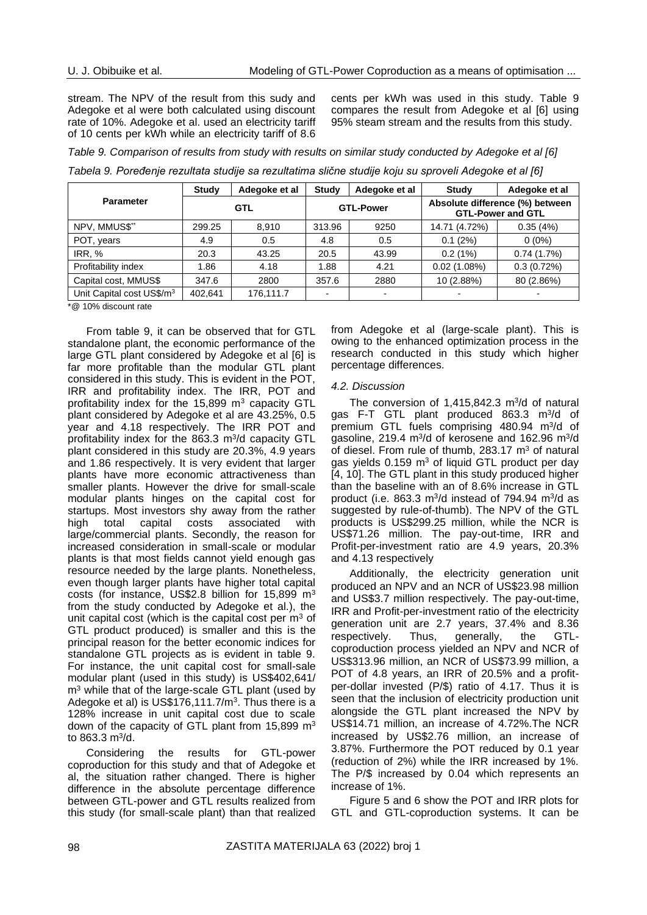stream. The NPV of the result from this sudy and Adegoke et al were both calculated using discount rate of 10%. Adegoke et al. used an electricity tariff of 10 cents per kWh while an electricity tariff of 8.6 cents per kWh was used in this study. Table 9 compares the result from Adegoke et al [6] using 95% steam stream and the results from this study.

*Table 9. Comparison of results from study with results on similar study conducted by Adegoke et al [6]*

*Tabela 9. Poređenje rezultata studije sa rezultatima slične studije koju su sproveli Adegoke et al [6]*

| Parameter | Study | Adegoke et al | Study | Adegoke et al | Study | Adegoke et al |
|---|---|---|---|---|---|---|
| | GTL | | GTL-Power | | Absolute difference (%) between GTL-Power and GTL | |
| NPV, MMUS$** | 299.25 | 8,910 | 313.96 | 9250 | 14.71 (4.72%) | 0.35 (4%) |
| POT, years | 4.9 | 0.5 | 4.8 | 0.5 | 0.1 (2%) | 0 (0%) |
| IRR, % | 20.3 | 43.25 | 20.5 | 43.99 | 0.2 (1%) | 0.74 (1.7%) |
| Profitability index | 1.86 | 4.18 | 1.88 | 4.21 | 0.02 (1.08%) | 0.3 (0.72%) |
| Capital cost, MMUS$ | 347.6 | 2800 | 357.6 | 2880 | 10 (2.88%) | 80 (2.86%) |
| Unit Capital cost US$/m$^3$ | 402,641 | 176,111.7 | - | - | - | - |

*@ 10% discount rate

From table 9, it can be observed that for GTL standalone plant, the economic performance of the large GTL plant considered by Adegoke et al [6] is far more profitable than the modular GTL plant considered in this study. This is evident in the POT, IRR and profitability index. The IRR, POT and profitability index for the 15,899 m$^3$ capacity GTL plant considered by Adegoke et al are 43.25%, 0.5 year and 4.18 respectively. The IRR POT and profitability index for the 863.3 m$^3$/d capacity GTL plant considered in this study are 20.3%, 4.9 years and 1.86 respectively. It is very evident that larger plants have more economic attractiveness than smaller plants. However the drive for small-scale modular plants hinges on the capital cost for startups. Most investors shy away from the rather high total capital costs associated with large/commercial plants. Secondly, the reason for increased consideration in small-scale or modular plants is that most fields cannot yield enough gas resource needed by the large plants. Nonetheless, even though larger plants have higher total capital costs (for instance, US$2.8 billion for 15,899 m$^3$ from the study conducted by Adegoke et al.), the unit capital cost (which is the capital cost per m$^3$ of GTL product produced) is smaller and this is the principal reason for the better economic indices for standalone GTL projects as is evident in table 9. For instance, the unit capital cost for small-sale modular plant (used in this study) is US$402,641/ m$^3$ while that of the large-scale GTL plant (used by Adegoke et al) is US$176,111.7/m$^3$. Thus there is a 128% increase in unit capital cost due to scale down of the capacity of GTL plant from 15,899 m$^3$ to 863.3 m$^3$/d.

Considering the results for GTL-power coproduction for this study and that of Adegoke et al, the situation rather changed. There is higher difference in the absolute percentage difference between GTL-power and GTL results realized from this study (for small-scale plant) than that realized from Adegoke et al (large-scale plant). This is owing to the enhanced optimization process in the research conducted in this study which higher percentage differences.

### *4.2. Discussion*

The conversion of 1,415,842.3 m$^3$/d of natural gas F-T GTL plant produced 863.3 m$^3$/d of premium GTL fuels comprising 480.94 m$^3$/d of gasoline, 219.4 m$^3$/d of kerosene and 162.96 m$^3$/d of diesel. From rule of thumb, 283.17 m$^3$ of natural gas yields 0.159 m$^3$ of liquid GTL product per day [4, 10]. The GTL plant in this study produced higher than the baseline with an of 8.6% increase in GTL product (i.e. 863.3 m$^3$/d instead of 794.94 m$^3$/d as suggested by rule-of-thumb). The NPV of the GTL products is US$299.25 million, while the NCR is US$71.26 million. The pay-out-time, IRR and Profit-per-investment ratio are 4.9 years, 20.3% and 4.13 respectively

Additionally, the electricity generation unit produced an NPV and an NCR of US$23.98 million and US$3.7 million respectively. The pay-out-time, IRR and Profit-per-investment ratio of the electricity generation unit are 2.7 years, 37.4% and 8.36 respectively. Thus, generally, the GTL-coproduction process yielded an NPV and NCR of US$313.96 million, an NCR of US$73.99 million, a POT of 4.8 years, an IRR of 20.5% and a profit-per-dollar invested (P/$) ratio of 4.17. Thus it is seen that the inclusion of electricity production unit alongside the GTL plant increased the NPV by US$14.71 million, an increase of 4.72%.The NCR increased by US$2.76 million, an increase of 3.87%. Furthermore the POT reduced by 0.1 year (reduction of 2%) while the IRR increased by 1%. The P/$ increased by 0.04 which represents an increase of 1%.

Figure 5 and 6 show the POT and IRR plots for GTL and GTL-coproduction systems. It can be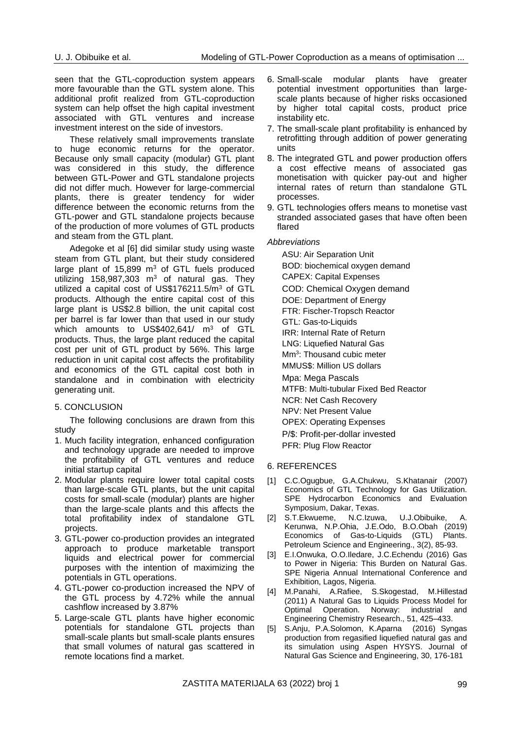seen that the GTL-coproduction system appears more favourable than the GTL system alone. This additional profit realized from GTL-coproduction system can help offset the high capital investment associated with GTL ventures and increase investment interest on the side of investors.

These relatively small improvements translate to huge economic returns for the operator. Because only small capacity (modular) GTL plant was considered in this study, the difference between GTL-Power and GTL standalone projects did not differ much. However for large-commercial plants, there is greater tendency for wider difference between the economic returns from the GTL-power and GTL standalone projects because of the production of more volumes of GTL products and steam from the GTL plant.

Adegoke et al [6] did similar study using waste steam from GTL plant, but their study considered large plant of 15,899 $m^3$ of GTL fuels produced utilizing 158,987,303 $m^3$ of natural gas. They utilized a capital cost of US$176211.5/$m^3$ of GTL products. Although the entire capital cost of this large plant is US$2.8 billion, the unit capital cost per barrel is far lower than that used in our study which amounts to US$402,641/ $m^3$ of GTL products. Thus, the large plant reduced the capital cost per unit of GTL product by 56%. This large reduction in unit capital cost affects the profitability and economics of the GTL capital cost both in standalone and in combination with electricity generating unit.

## 5. CONCLUSION

The following conclusions are drawn from this study

1. Much facility integration, enhanced configuration and technology upgrade are needed to improve the profitability of GTL ventures and reduce initial startup capital
2. Modular plants require lower total capital costs than large-scale GTL plants, but the unit capital costs for small-scale (modular) plants are higher than the large-scale plants and this affects the total profitability index of standalone GTL projects.
3. GTL-power co-production provides an integrated approach to produce marketable transport liquids and electrical power for commercial purposes with the intention of maximizing the potentials in GTL operations.
4. GTL-power co-production increased the NPV of the GTL process by 4.72% while the annual cashflow increased by 3.87%
5. Large-scale GTL plants have higher economic potentials for standalone GTL projects than small-scale plants but small-scale plants ensures that small volumes of natural gas scattered in remote locations find a market.
6. Small-scale modular plants have greater potential investment opportunities than large-scale plants because of higher risks occasioned by higher total capital costs, product price instability etc.
7. The small-scale plant profitability is enhanced by retrofitting through addition of power generating units
8. The integrated GTL and power production offers a cost effective means of associated gas monetisation with quicker pay-out and higher internal rates of return than standalone GTL processes.
9. GTL technologies offers means to monetise vast stranded associated gases that have often been flared

*Abbreviations*

ASU: Air Separation Unit
BOD: biochemical oxygen demand
CAPEX: Capital Expenses
COD: Chemical Oxygen demand
DOE: Department of Energy
FTR: Fischer-Tropsch Reactor
GTL: Gas-to-Liquids
IRR: Internal Rate of Return
LNG: Liquefied Natural Gas
$Mm^3$: Thousand cubic meter
MMUS$: Million US dollars
Mpa: Mega Pascals
MTFB: Multi-tubular Fixed Bed Reactor
NCR: Net Cash Recovery
NPV: Net Present Value
OPEX: Operating Expenses
P/$: Profit-per-dollar invested
PFR: Plug Flow Reactor

## 6. REFERENCES

[1] C.C.Ogugbue, G.A.Chukwu, S.Khatanair (2007) Economics of GTL Technology for Gas Utilization. SPE Hydrocarbon Economics and Evaluation Symposium, Dakar, Texas.

[2] S.T.Ekwueme, N.C.Izuwa, U.J.Obibuike, A. Kerunwa, N.P.Ohia, J.E.Odo, B.O.Obah (2019) Economics of Gas-to-Liquids (GTL) Plants. Petroleum Science and Engineering., 3(2), 85-93.

[3] E.I.Onwuka, O.O.Iledare, J.C.Echendu (2016) Gas to Power in Nigeria: This Burden on Natural Gas. SPE Nigeria Annual International Conference and Exhibition, Lagos, Nigeria.

[4] M.Panahi, A.Rafiee, S.Skogestad, M.Hillestad (2011) A Natural Gas to Liquids Process Model for Optimal Operation. Norway: industrial and Engineering Chemistry Research., 51, 425–433.

[5] S.Anju, P.A.Solomon, K.Aparna (2016) Syngas production from regasified liquefied natural gas and its simulation using Aspen HYSYS. Journal of Natural Gas Science and Engineering, 30, 176-181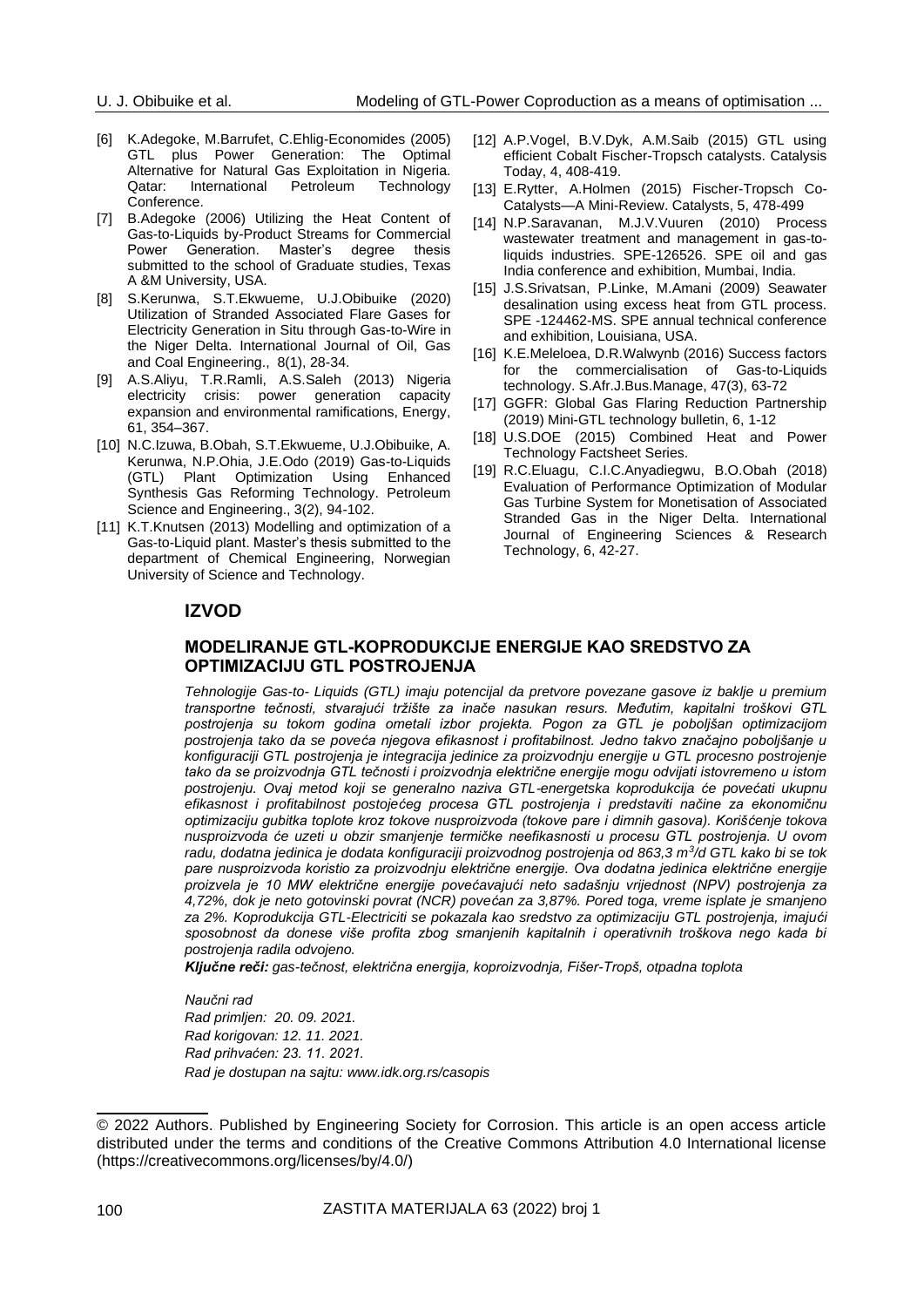[6] K.Adegoke, M.Barrufet, C.Ehlig-Economides (2005) GTL plus Power Generation: The Optimal Alternative for Natural Gas Exploitation in Nigeria. Qatar: International Petroleum Technology Conference.

[7] B.Adegoke (2006) Utilizing the Heat Content of Gas-to-Liquids by-Product Streams for Commercial Power Generation. Master's degree thesis submitted to the school of Graduate studies, Texas A &M University, USA.

[8] S.Kerunwa, S.T.Ekwueme, U.J.Obibuike (2020) Utilization of Stranded Associated Flare Gases for Electricity Generation in Situ through Gas-to-Wire in the Niger Delta. International Journal of Oil, Gas and Coal Engineering., 8(1), 28-34.

[9] A.S.Aliyu, T.R.Ramli, A.S.Saleh (2013) Nigeria electricity crisis: power generation capacity expansion and environmental ramifications, Energy, 61, 354–367.

[10] N.C.Izuwa, B.Obah, S.T.Ekwueme, U.J.Obibuike, A. Kerunwa, N.P.Ohia, J.E.Odo (2019) Gas-to-Liquids (GTL) Plant Optimization Using Enhanced Synthesis Gas Reforming Technology. Petroleum Science and Engineering., 3(2), 94-102.

[11] K.T.Knutsen (2013) Modelling and optimization of a Gas-to-Liquid plant. Master's thesis submitted to the department of Chemical Engineering, Norwegian University of Science and Technology.

[12] A.P.Vogel, B.V.Dyk, A.M.Saib (2015) GTL using efficient Cobalt Fischer-Tropsch catalysts. Catalysis Today, 4, 408-419.

[13] E.Rytter, A.Holmen (2015) Fischer-Tropsch Co-Catalysts—A Mini-Review. Catalysts, 5, 478-499

[14] N.P.Saravanan, M.J.V.Vuuren (2010) Process wastewater treatment and management in gas-to-liquids industries. SPE-126526. SPE oil and gas India conference and exhibition, Mumbai, India.

[15] J.S.Srivatsan, P.Linke, M.Amani (2009) Seawater desalination using excess heat from GTL process. SPE -124462-MS. SPE annual technical conference and exhibition, Louisiana, USA.

[16] K.E.Meleloea, D.R.Walwynb (2016) Success factors for the commercialisation of Gas-to-Liquids technology. S.Afr.J.Bus.Manage, 47(3), 63-72

[17] GGFR: Global Gas Flaring Reduction Partnership (2019) Mini-GTL technology bulletin, 6, 1-12

[18] U.S.DOE (2015) Combined Heat and Power Technology Factsheet Series.

[19] R.C.Eluagu, C.I.C.Anyadiegwu, B.O.Obah (2018) Evaluation of Performance Optimization of Modular Gas Turbine System for Monetisation of Associated Stranded Gas in the Niger Delta. International Journal of Engineering Sciences & Research Technology, 6, 42-27.

## IZVOD

### MODELIRANJE GTL-KOPRODUKCIJE ENERGIJE KAO SREDSTVO ZA OPTIMIZACIJU GTL POSTROJENJA

*Tehnologije Gas-to- Liquids (GTL) imaju potencijal da pretvore povezane gasove iz baklje u premium transportne tečnosti, stvarajući tržište za inače nasukan resurs. Međutim, kapitalni troškovi GTL postrojenja su tokom godina ometali izbor projekta. Pogon za GTL je poboljšan optimizacijom postrojenja tako da se poveća njegova efikasnost i profitabilnost. Jedno takvo značajno poboljšanje u konfiguraciji GTL postrojenja je integracija jedinice za proizvodnju energije u GTL procesno postrojenje tako da se proizvodnja GTL tečnosti i proizvodnja električne energije mogu odvijati istovremeno u istom postrojenju. Ovaj metod koji se generalno naziva GTL-energetska koprodukcija će povećati ukupnu efikasnost i profitabilnost postojećeg procesa GTL postrojenja i predstaviti načine za ekonomičnu optimizaciju gubitka toplote kroz tokove nusproizvoda (tokove pare i dimnih gasova). Korišćenje tokova nusproizvoda će uzeti u obzir smanjenje termičke neefikasnosti u procesu GTL postrojenja. U ovom radu, dodatna jedinica je dodata konfiguraciji proizvodnog postrojenja od 863,3 $m^3$/d GTL kako bi se tok pare nusproizvoda koristio za proizvodnju električne energije. Ova dodatna jedinica električne energije proizvela je 10 MW električne energije povećavajući neto sadašnju vrijednost (NPV) postrojenja za 4,72%, dok je neto gotovinski povrat (NCR) povećan za 3,87%. Pored toga, vreme isplate je smanjeno za 2%. Koprodukcija GTL-Electriciti se pokazala kao sredstvo za optimizaciju GTL postrojenja, imajući sposobnost da donese više profita zbog smanjenih kapitalnih i operativnih troškova nego kada bi postrojenja radila odvojeno.*

***Ključne reči:*** *gas-tečnost, električna energija, koproizvodnja, Fišer-Tropš, otpadna toplota*

*Naučni rad*
*Rad primljen: 20. 09. 2021.*
*Rad korigovan: 12. 11. 2021.*
*Rad prihvaćen: 23. 11. 2021.*
*Rad je dostupan na sajtu: www.idk.org.rs/casopis*

© 2022 Authors. Published by Engineering Society for Corrosion. This article is an open access article distributed under the terms and conditions of the Creative Commons Attribution 4.0 International license (https://creativecommons.org/licenses/by/4.0/)